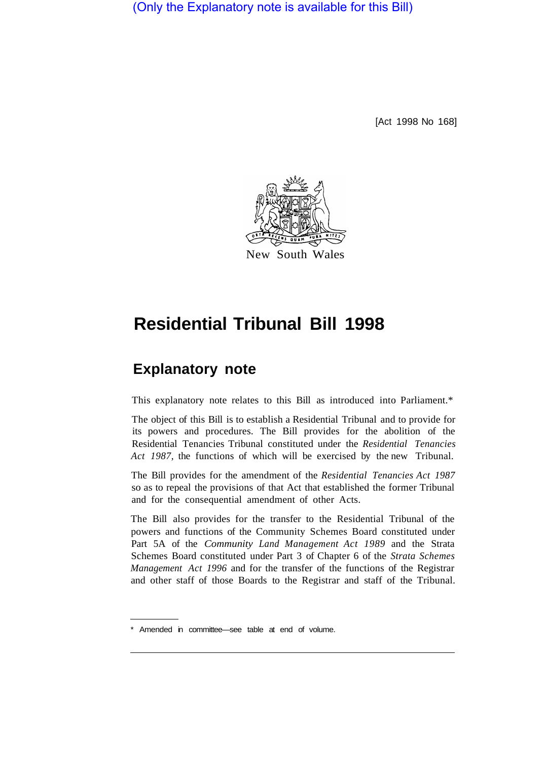(Only the Explanatory note is available for this Bill)

[Act 1998 No 168]

New South Wales

# Residential Tribunal Bill 1998

## Explanatory note

This explanatory note relates to this Bill as introduced into Parliament.*

The object of this Bill is to establish a Residential Tribunal and to provide for its powers and procedures. The Bill provides for the abolition of the Residential Tenancies Tribunal constituted under the *Residential Tenancies Act 1987*, the functions of which will be exercised by the new Tribunal.

The Bill provides for the amendment of the *Residential Tenancies Act 1987* so as to repeal the provisions of that Act that established the former Tribunal and for the consequential amendment of other Acts.

The Bill also provides for the transfer to the Residential Tribunal of the powers and functions of the Community Schemes Board constituted under Part 5A of the *Community Land Management Act 1989* and the Strata Schemes Board constituted under Part 3 of Chapter 6 of the *Strata Schemes Management Act 1996* and for the transfer of the functions of the Registrar and other staff of those Boards to the Registrar and staff of the Tribunal.

* Amended in committee—see table at end of volume.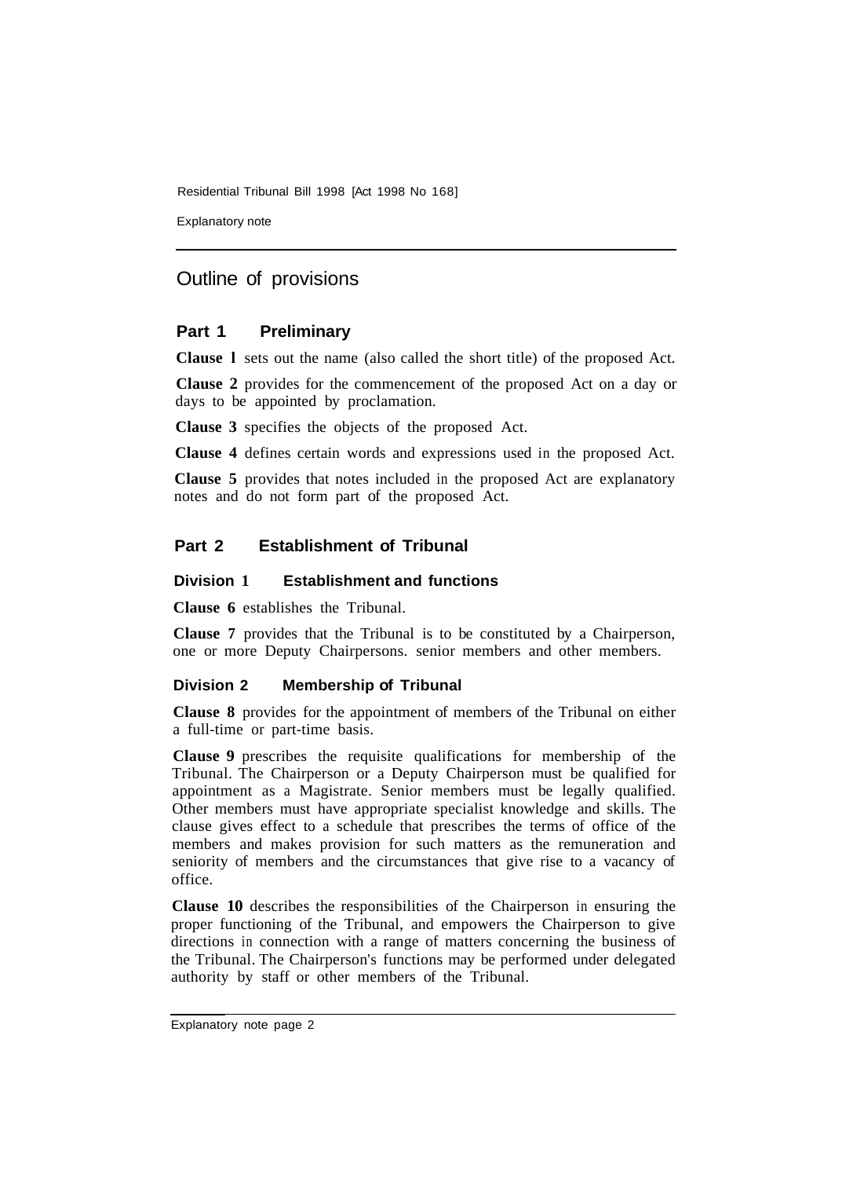## Outline of provisions

### Part 1 Preliminary

**Clause 1** sets out the name (also called the short title) of the proposed Act.

**Clause 2** provides for the commencement of the proposed Act on a day or days to be appointed by proclamation.

**Clause 3** specifies the objects of the proposed Act.

**Clause 4** defines certain words and expressions used in the proposed Act.

**Clause 5** provides that notes included in the proposed Act are explanatory notes and do not form part of the proposed Act.

### Part 2 Establishment of Tribunal

#### Division 1 Establishment and functions

**Clause 6** establishes the Tribunal.

**Clause 7** provides that the Tribunal is to be constituted by a Chairperson, one or more Deputy Chairpersons. senior members and other members.

#### Division 2 Membership of Tribunal

**Clause 8** provides for the appointment of members of the Tribunal on either a full-time or part-time basis.

**Clause 9** prescribes the requisite qualifications for membership of the Tribunal. The Chairperson or a Deputy Chairperson must be qualified for appointment as a Magistrate. Senior members must be legally qualified. Other members must have appropriate specialist knowledge and skills. The clause gives effect to a schedule that prescribes the terms of office of the members and makes provision for such matters as the remuneration and seniority of members and the circumstances that give rise to a vacancy of office.

**Clause 10** describes the responsibilities of the Chairperson in ensuring the proper functioning of the Tribunal, and empowers the Chairperson to give directions in connection with a range of matters concerning the business of the Tribunal. The Chairperson's functions may be performed under delegated authority by staff or other members of the Tribunal.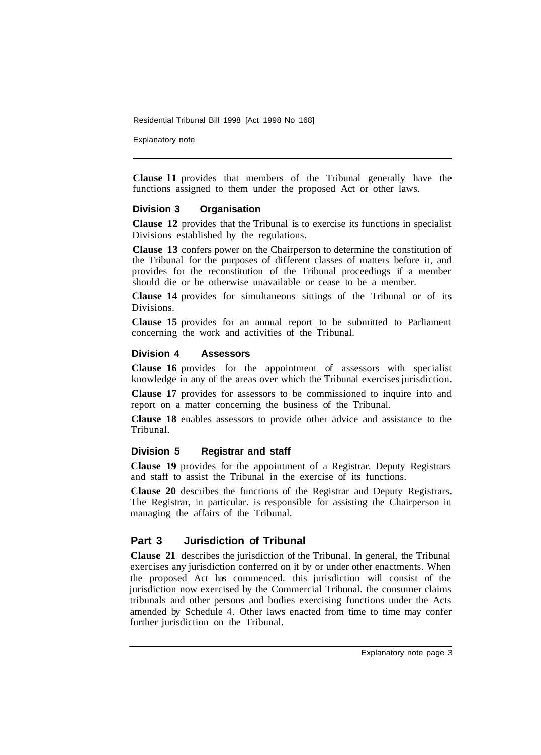**Clause 11** provides that members of the Tribunal generally have the functions assigned to them under the proposed Act or other laws.

### Division 3 Organisation

**Clause 12** provides that the Tribunal is to exercise its functions in specialist Divisions established by the regulations.

**Clause 13** confers power on the Chairperson to determine the constitution of the Tribunal for the purposes of different classes of matters before it, and provides for the reconstitution of the Tribunal proceedings if a member should die or be otherwise unavailable or cease to be a member.

**Clause 14** provides for simultaneous sittings of the Tribunal or of its Divisions.

**Clause 15** provides for an annual report to be submitted to Parliament concerning the work and activities of the Tribunal.

### Division 4 Assessors

**Clause 16** provides for the appointment of assessors with specialist knowledge in any of the areas over which the Tribunal exercises jurisdiction.

**Clause 17** provides for assessors to be commissioned to inquire into and report on a matter concerning the business of the Tribunal.

**Clause 18** enables assessors to provide other advice and assistance to the Tribunal.

### Division 5 Registrar and staff

**Clause 19** provides for the appointment of a Registrar. Deputy Registrars and staff to assist the Tribunal in the exercise of its functions.

**Clause 20** describes the functions of the Registrar and Deputy Registrars. The Registrar, in particular. is responsible for assisting the Chairperson in managing the affairs of the Tribunal.

## Part 3 Jurisdiction of Tribunal

**Clause 21** describes the jurisdiction of the Tribunal. In general, the Tribunal exercises any jurisdiction conferred on it by or under other enactments. When the proposed Act has commenced. this jurisdiction will consist of the jurisdiction now exercised by the Commercial Tribunal. the consumer claims tribunals and other persons and bodies exercising functions under the Acts amended by Schedule 4. Other laws enacted from time to time may confer further jurisdiction on the Tribunal.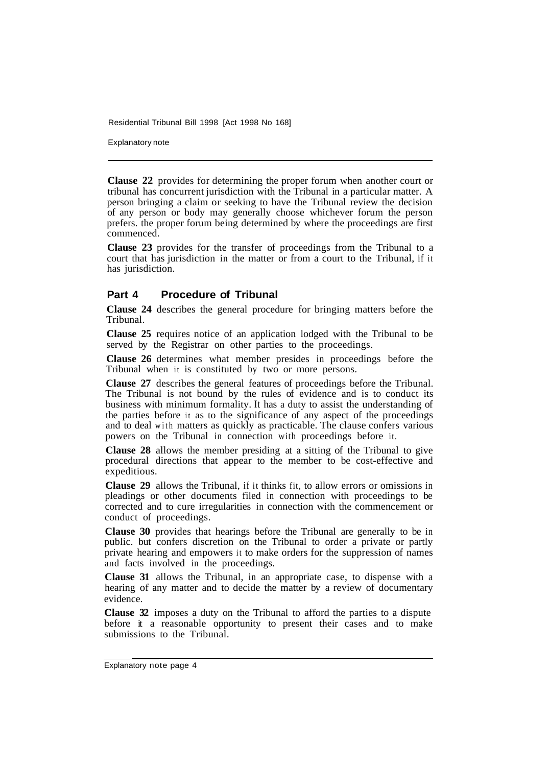**Clause 22** provides for determining the proper forum when another court or tribunal has concurrent jurisdiction with the Tribunal in a particular matter. A person bringing a claim or seeking to have the Tribunal review the decision of any person or body may generally choose whichever forum the person prefers. the proper forum being determined by where the proceedings are first commenced.

**Clause 23** provides for the transfer of proceedings from the Tribunal to a court that has jurisdiction in the matter or from a court to the Tribunal, if it has jurisdiction.

## Part 4 Procedure of Tribunal

**Clause 24** describes the general procedure for bringing matters before the Tribunal.

**Clause 25** requires notice of an application lodged with the Tribunal to be served by the Registrar on other parties to the proceedings.

**Clause 26** determines what member presides in proceedings before the Tribunal when it is constituted by two or more persons.

**Clause 27** describes the general features of proceedings before the Tribunal. The Tribunal is not bound by the rules of evidence and is to conduct its business with minimum formality. It has a duty to assist the understanding of the parties before it as to the significance of any aspect of the proceedings and to deal with matters as quickly as practicable. The clause confers various powers on the Tribunal in connection with proceedings before it.

**Clause 28** allows the member presiding at a sitting of the Tribunal to give procedural directions that appear to the member to be cost-effective and expeditious.

**Clause 29** allows the Tribunal, if it thinks fit, to allow errors or omissions in pleadings or other documents filed in connection with proceedings to be corrected and to cure irregularities in connection with the commencement or conduct of proceedings.

**Clause 30** provides that hearings before the Tribunal are generally to be in public. but confers discretion on the Tribunal to order a private or partly private hearing and empowers it to make orders for the suppression of names and facts involved in the proceedings.

**Clause 31** allows the Tribunal, in an appropriate case, to dispense with a hearing of any matter and to decide the matter by a review of documentary evidence.

**Clause 32** imposes a duty on the Tribunal to afford the parties to a dispute before it a reasonable opportunity to present their cases and to make submissions to the Tribunal.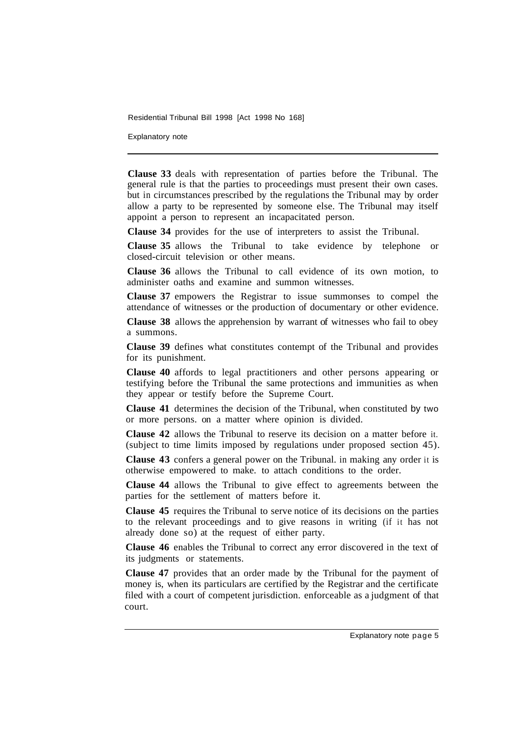**Clause 33** deals with representation of parties before the Tribunal. The general rule is that the parties to proceedings must present their own cases. but in circumstances prescribed by the regulations the Tribunal may by order allow a party to be represented by someone else. The Tribunal may itself appoint a person to represent an incapacitated person.

**Clause 34** provides for the use of interpreters to assist the Tribunal.

**Clause 35** allows the Tribunal to take evidence by telephone or closed-circuit television or other means.

**Clause 36** allows the Tribunal to call evidence of its own motion, to administer oaths and examine and summon witnesses.

**Clause 37** empowers the Registrar to issue summonses to compel the attendance of witnesses or the production of documentary or other evidence.

**Clause 38** allows the apprehension by warrant of witnesses who fail to obey a summons.

**Clause 39** defines what constitutes contempt of the Tribunal and provides for its punishment.

**Clause 40** affords to legal practitioners and other persons appearing or testifying before the Tribunal the same protections and immunities as when they appear or testify before the Supreme Court.

**Clause 41** determines the decision of the Tribunal, when constituted by two or more persons. on a matter where opinion is divided.

**Clause 42** allows the Tribunal to reserve its decision on a matter before it. (subject to time limits imposed by regulations under proposed section 45).

**Clause 43** confers a general power on the Tribunal. in making any order it is otherwise empowered to make. to attach conditions to the order.

**Clause 44** allows the Tribunal to give effect to agreements between the parties for the settlement of matters before it.

**Clause 45** requires the Tribunal to serve notice of its decisions on the parties to the relevant proceedings and to give reasons in writing (if it has not already done so) at the request of either party.

**Clause 46** enables the Tribunal to correct any error discovered in the text of its judgments or statements.

**Clause 47** provides that an order made by the Tribunal for the payment of money is, when its particulars are certified by the Registrar and the certificate filed with a court of competent jurisdiction. enforceable as a judgment of that court.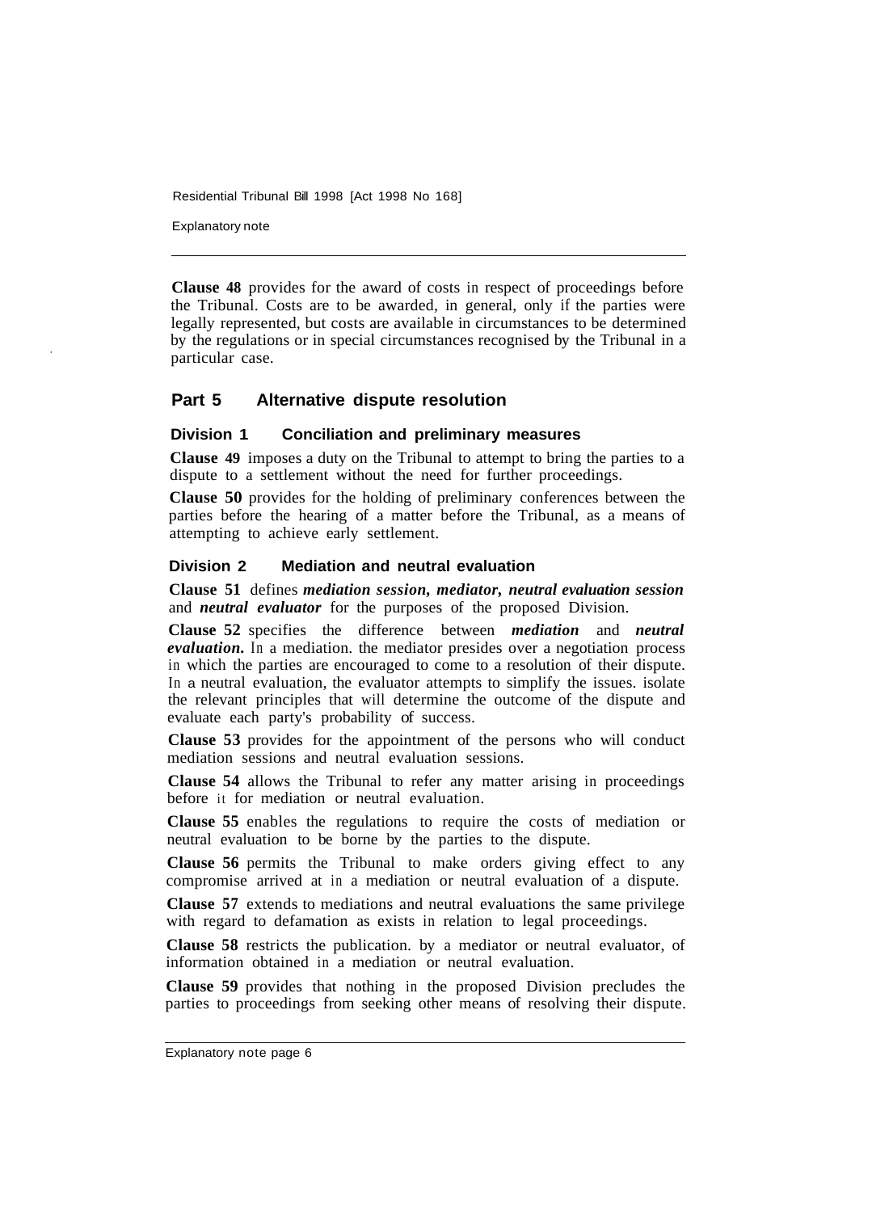**Clause 48** provides for the award of costs in respect of proceedings before the Tribunal. Costs are to be awarded, in general, only if the parties were legally represented, but costs are available in circumstances to be determined by the regulations or in special circumstances recognised by the Tribunal in a particular case.

## Part 5 Alternative dispute resolution

### Division 1 Conciliation and preliminary measures

**Clause 49** imposes a duty on the Tribunal to attempt to bring the parties to a dispute to a settlement without the need for further proceedings.

**Clause 50** provides for the holding of preliminary conferences between the parties before the hearing of a matter before the Tribunal, as a means of attempting to achieve early settlement.

### Division 2 Mediation and neutral evaluation

**Clause 51** defines ***mediation session, mediator, neutral evaluation session*** and ***neutral evaluator*** for the purposes of the proposed Division.

**Clause 52** specifies the difference between ***mediation*** and ***neutral evaluation.*** In a mediation. the mediator presides over a negotiation process in which the parties are encouraged to come to a resolution of their dispute. In a neutral evaluation, the evaluator attempts to simplify the issues. isolate the relevant principles that will determine the outcome of the dispute and evaluate each party's probability of success.

**Clause 53** provides for the appointment of the persons who will conduct mediation sessions and neutral evaluation sessions.

**Clause 54** allows the Tribunal to refer any matter arising in proceedings before it for mediation or neutral evaluation.

**Clause 55** enables the regulations to require the costs of mediation or neutral evaluation to be borne by the parties to the dispute.

**Clause 56** permits the Tribunal to make orders giving effect to any compromise arrived at in a mediation or neutral evaluation of a dispute.

**Clause 57** extends to mediations and neutral evaluations the same privilege with regard to defamation as exists in relation to legal proceedings.

**Clause 58** restricts the publication. by a mediator or neutral evaluator, of information obtained in a mediation or neutral evaluation.

**Clause 59** provides that nothing in the proposed Division precludes the parties to proceedings from seeking other means of resolving their dispute.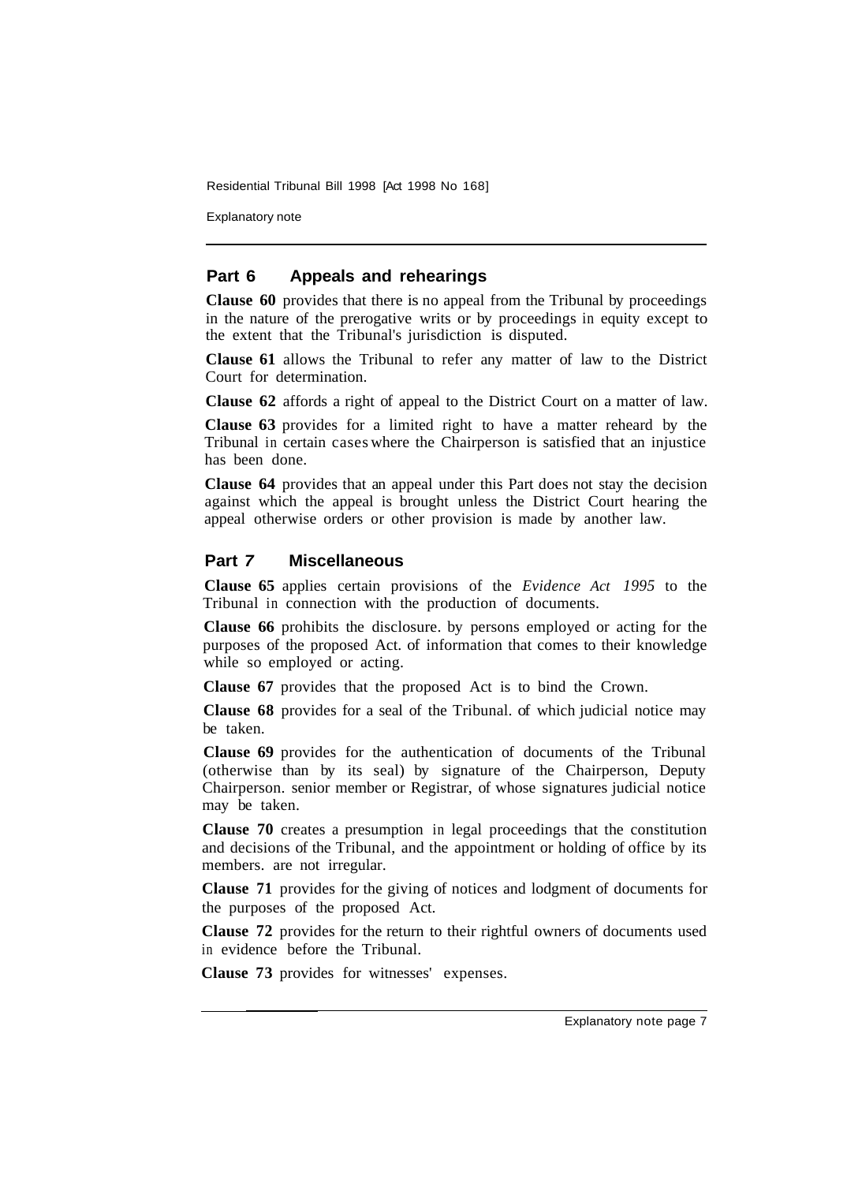## Part 6 Appeals and rehearings

**Clause 60** provides that there is no appeal from the Tribunal by proceedings in the nature of the prerogative writs or by proceedings in equity except to the extent that the Tribunal's jurisdiction is disputed.

**Clause 61** allows the Tribunal to refer any matter of law to the District Court for determination.

**Clause 62** affords a right of appeal to the District Court on a matter of law.

**Clause 63** provides for a limited right to have a matter reheard by the Tribunal in certain cases where the Chairperson is satisfied that an injustice has been done.

**Clause 64** provides that an appeal under this Part does not stay the decision against which the appeal is brought unless the District Court hearing the appeal otherwise orders or other provision is made by another law.

## Part 7 Miscellaneous

**Clause 65** applies certain provisions of the *Evidence Act 1995* to the Tribunal in connection with the production of documents.

**Clause 66** prohibits the disclosure. by persons employed or acting for the purposes of the proposed Act. of information that comes to their knowledge while so employed or acting.

**Clause 67** provides that the proposed Act is to bind the Crown.

**Clause 68** provides for a seal of the Tribunal. of which judicial notice may be taken.

**Clause 69** provides for the authentication of documents of the Tribunal (otherwise than by its seal) by signature of the Chairperson, Deputy Chairperson. senior member or Registrar, of whose signatures judicial notice may be taken.

**Clause 70** creates a presumption in legal proceedings that the constitution and decisions of the Tribunal, and the appointment or holding of office by its members. are not irregular.

**Clause 71** provides for the giving of notices and lodgment of documents for the purposes of the proposed Act.

**Clause 72** provides for the return to their rightful owners of documents used in evidence before the Tribunal.

**Clause 73** provides for witnesses' expenses.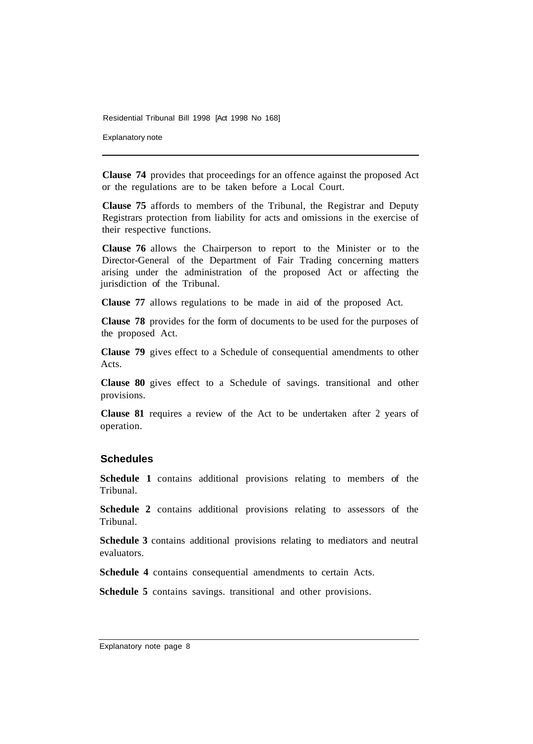**Clause 74** provides that proceedings for an offence against the proposed Act or the regulations are to be taken before a Local Court.

**Clause 75** affords to members of the Tribunal, the Registrar and Deputy Registrars protection from liability for acts and omissions in the exercise of their respective functions.

**Clause 76** allows the Chairperson to report to the Minister or to the Director-General of the Department of Fair Trading concerning matters arising under the administration of the proposed Act or affecting the jurisdiction of the Tribunal.

**Clause 77** allows regulations to be made in aid of the proposed Act.

**Clause 78** provides for the form of documents to be used for the purposes of the proposed Act.

**Clause 79** gives effect to a Schedule of consequential amendments to other Acts.

**Clause 80** gives effect to a Schedule of savings. transitional and other provisions.

**Clause 81** requires a review of the Act to be undertaken after 2 years of operation.

## Schedules

**Schedule 1** contains additional provisions relating to members of the Tribunal.

**Schedule 2** contains additional provisions relating to assessors of the Tribunal.

**Schedule 3** contains additional provisions relating to mediators and neutral evaluators.

**Schedule 4** contains consequential amendments to certain Acts.

**Schedule 5** contains savings. transitional and other provisions.